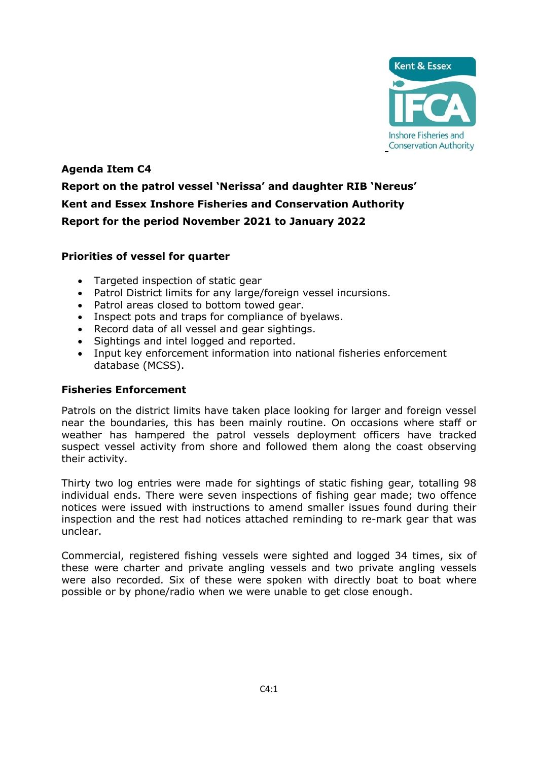**Agenda Item C4**

**Report on the patrol vessel 'Nerissa' and daughter RIB 'Nereus'**

**Kent and Essex Inshore Fisheries and Conservation Authority**

**Report for the period November 2021 to January 2022**

## Priorities of vessel for quarter

- Targeted inspection of static gear
- Patrol District limits for any large/foreign vessel incursions.
- Patrol areas closed to bottom towed gear.
- Inspect pots and traps for compliance of byelaws.
- Record data of all vessel and gear sightings.
- Sightings and intel logged and reported.
- Input key enforcement information into national fisheries enforcement database (MCSS).

## Fisheries Enforcement

Patrols on the district limits have taken place looking for larger and foreign vessel near the boundaries, this has been mainly routine. On occasions where staff or weather has hampered the patrol vessels deployment officers have tracked suspect vessel activity from shore and followed them along the coast observing their activity.

Thirty two log entries were made for sightings of static fishing gear, totalling 98 individual ends. There were seven inspections of fishing gear made; two offence notices were issued with instructions to amend smaller issues found during their inspection and the rest had notices attached reminding to re-mark gear that was unclear.

Commercial, registered fishing vessels were sighted and logged 34 times, six of these were charter and private angling vessels and two private angling vessels were also recorded. Six of these were spoken with directly boat to boat where possible or by phone/radio when we were unable to get close enough.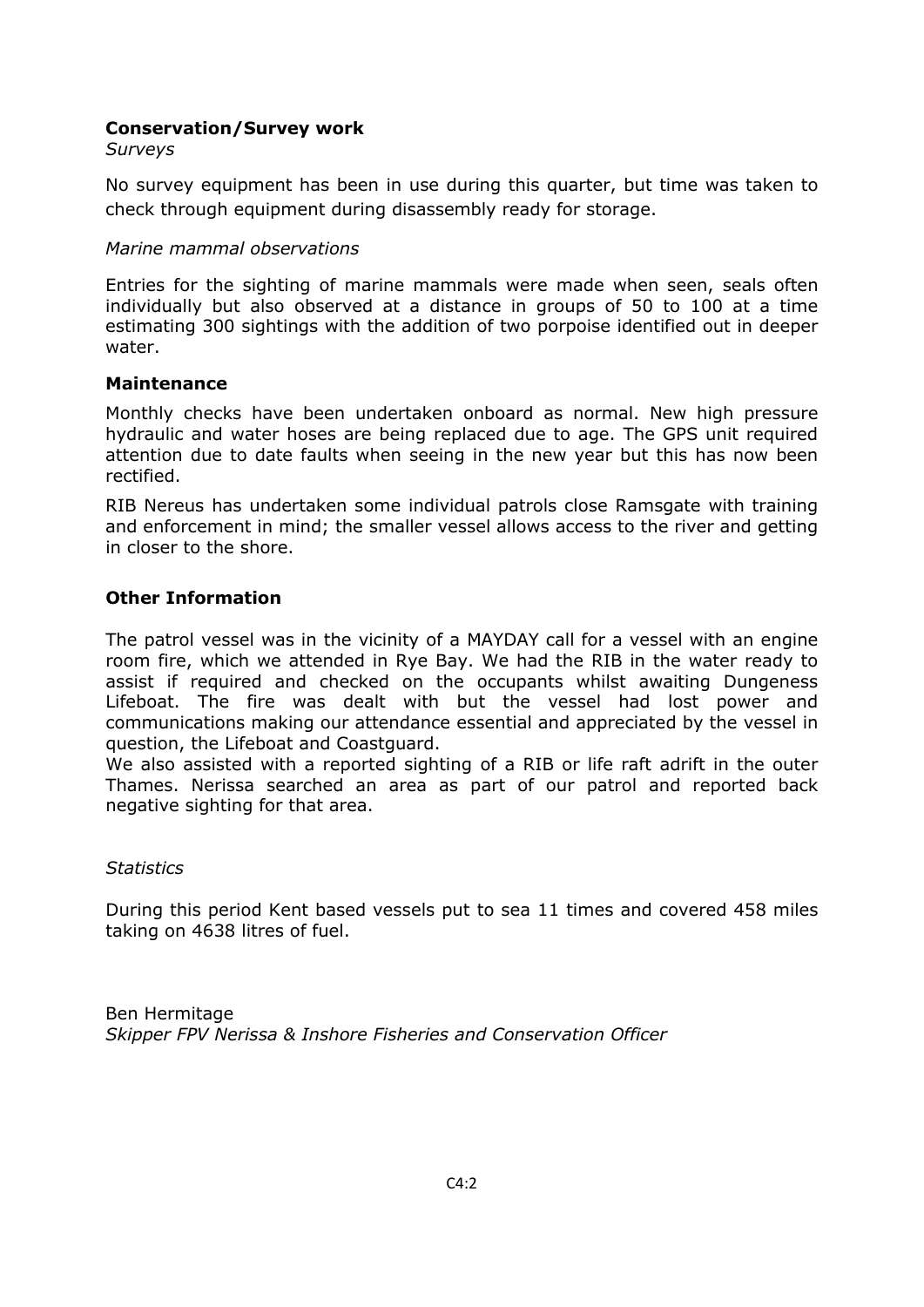**Conservation/Survey work**

*Surveys*

No survey equipment has been in use during this quarter, but time was taken to check through equipment during disassembly ready for storage.

*Marine mammal observations*

Entries for the sighting of marine mammals were made when seen, seals often individually but also observed at a distance in groups of 50 to 100 at a time estimating 300 sightings with the addition of two porpoise identified out in deeper water.

**Maintenance**

Monthly checks have been undertaken onboard as normal. New high pressure hydraulic and water hoses are being replaced due to age. The GPS unit required attention due to date faults when seeing in the new year but this has now been rectified.

RIB Nereus has undertaken some individual patrols close Ramsgate with training and enforcement in mind; the smaller vessel allows access to the river and getting in closer to the shore.

**Other Information**

The patrol vessel was in the vicinity of a MAYDAY call for a vessel with an engine room fire, which we attended in Rye Bay. We had the RIB in the water ready to assist if required and checked on the occupants whilst awaiting Dungeness Lifeboat. The fire was dealt with but the vessel had lost power and communications making our attendance essential and appreciated by the vessel in question, the Lifeboat and Coastguard.
We also assisted with a reported sighting of a RIB or life raft adrift in the outer Thames. Nerissa searched an area as part of our patrol and reported back negative sighting for that area.

*Statistics*

During this period Kent based vessels put to sea 11 times and covered 458 miles taking on 4638 litres of fuel.

Ben Hermitage
*Skipper FPV Nerissa & Inshore Fisheries and Conservation Officer*